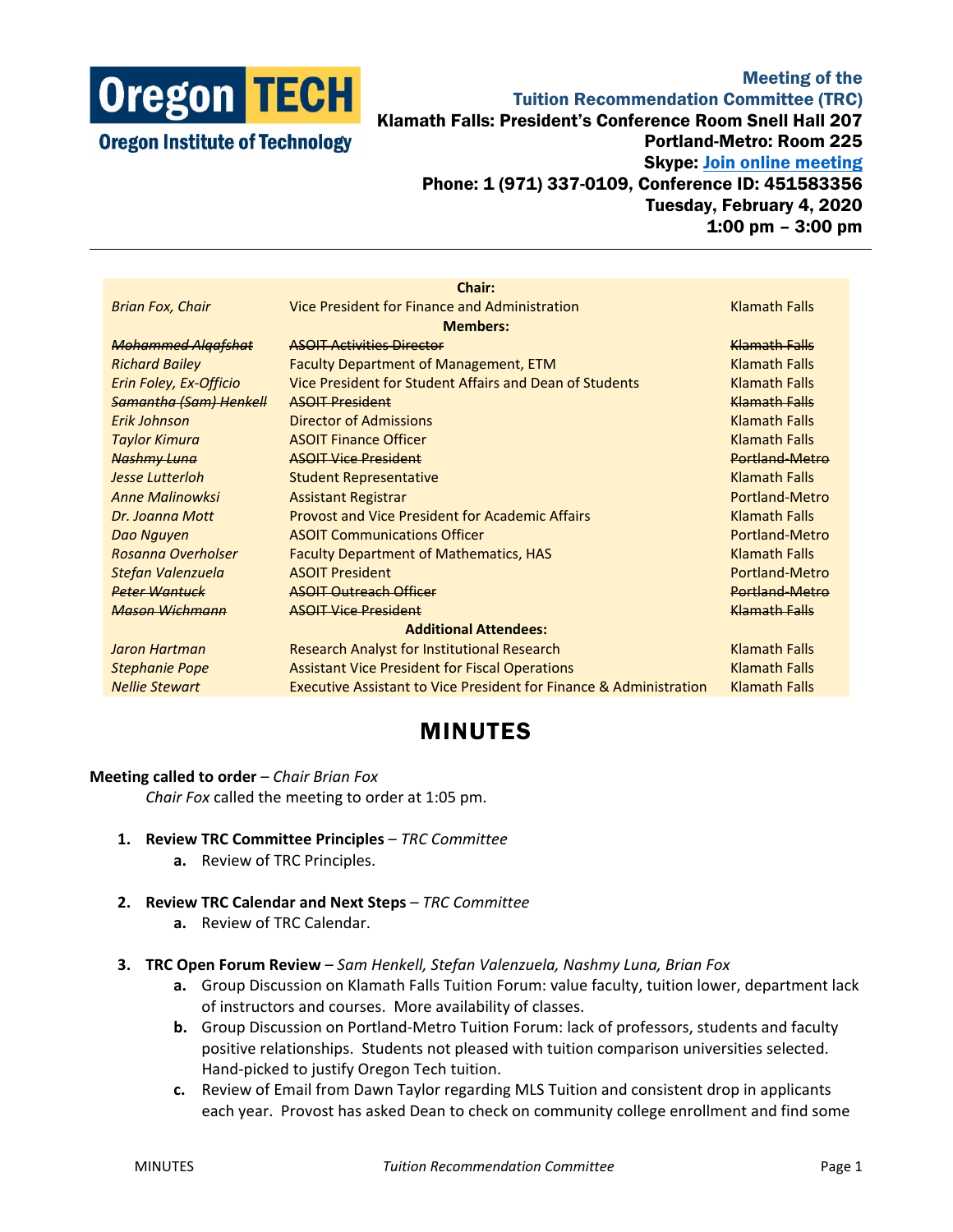Oregon TECH
Oregon Institute of Technology

**Meeting of the**
**Tuition Recommendation Committee (TRC)**
**Klamath Falls: President's Conference Room Snell Hall 207**
**Portland-Metro: Room 225**
**Skype: [Join online meeting]**
**Phone: 1 (971) 337-0109, Conference ID: 451583356**
**Tuesday, February 4, 2020**
**1:00 pm – 3:00 pm**

---

| | | |
|---|---|---|
| | **Chair:** | |
| *Brian Fox, Chair* | Vice President for Finance and Administration | Klamath Falls |
| | **Members:** | |
| ~~*Mohammed Alqafshat*~~ | ~~ASOIT Activities Director~~ | ~~Klamath Falls~~ |
| *Richard Bailey* | Faculty Department of Management, ETM | Klamath Falls |
| *Erin Foley, Ex-Officio* | Vice President for Student Affairs and Dean of Students | Klamath Falls |
| ~~*Samantha (Sam) Henkell*~~ | ~~ASOIT President~~ | ~~Klamath Falls~~ |
| *Erik Johnson* | Director of Admissions | Klamath Falls |
| *Taylor Kimura* | ASOIT Finance Officer | Klamath Falls |
| ~~*Nashmy Luna*~~ | ~~ASOIT Vice President~~ | ~~Portland-Metro~~ |
| *Jesse Lutterloh* | Student Representative | Klamath Falls |
| *Anne Malinowksi* | Assistant Registrar | Portland-Metro |
| *Dr. Joanna Mott* | Provost and Vice President for Academic Affairs | Klamath Falls |
| *Dao Nguyen* | ASOIT Communications Officer | Portland-Metro |
| *Rosanna Overholser* | Faculty Department of Mathematics, HAS | Klamath Falls |
| *Stefan Valenzuela* | ASOIT President | Portland-Metro |
| ~~*Peter Wantuck*~~ | ~~ASOIT Outreach Officer~~ | ~~Portland-Metro~~ |
| ~~*Mason Wichmann*~~ | ~~ASOIT Vice President~~ | ~~Klamath Falls~~ |
| | **Additional Attendees:** | |
| *Jaron Hartman* | Research Analyst for Institutional Research | Klamath Falls |
| *Stephanie Pope* | Assistant Vice President for Fiscal Operations | Klamath Falls |
| *Nellie Stewart* | Executive Assistant to Vice President for Finance & Administration | Klamath Falls |

# MINUTES

**Meeting called to order** – *Chair Brian Fox*

*Chair Fox* called the meeting to order at 1:05 pm.

1. **Review TRC Committee Principles** – *TRC Committee*
   a. Review of TRC Principles.

2. **Review TRC Calendar and Next Steps** – *TRC Committee*
   a. Review of TRC Calendar.

3. **TRC Open Forum Review** – *Sam Henkell, Stefan Valenzuela, Nashmy Luna, Brian Fox*
   a. Group Discussion on Klamath Falls Tuition Forum: value faculty, tuition lower, department lack of instructors and courses. More availability of classes.
   b. Group Discussion on Portland-Metro Tuition Forum: lack of professors, students and faculty positive relationships. Students not pleased with tuition comparison universities selected. Hand-picked to justify Oregon Tech tuition.
   c. Review of Email from Dawn Taylor regarding MLS Tuition and consistent drop in applicants each year. Provost has asked Dean to check on community college enrollment and find some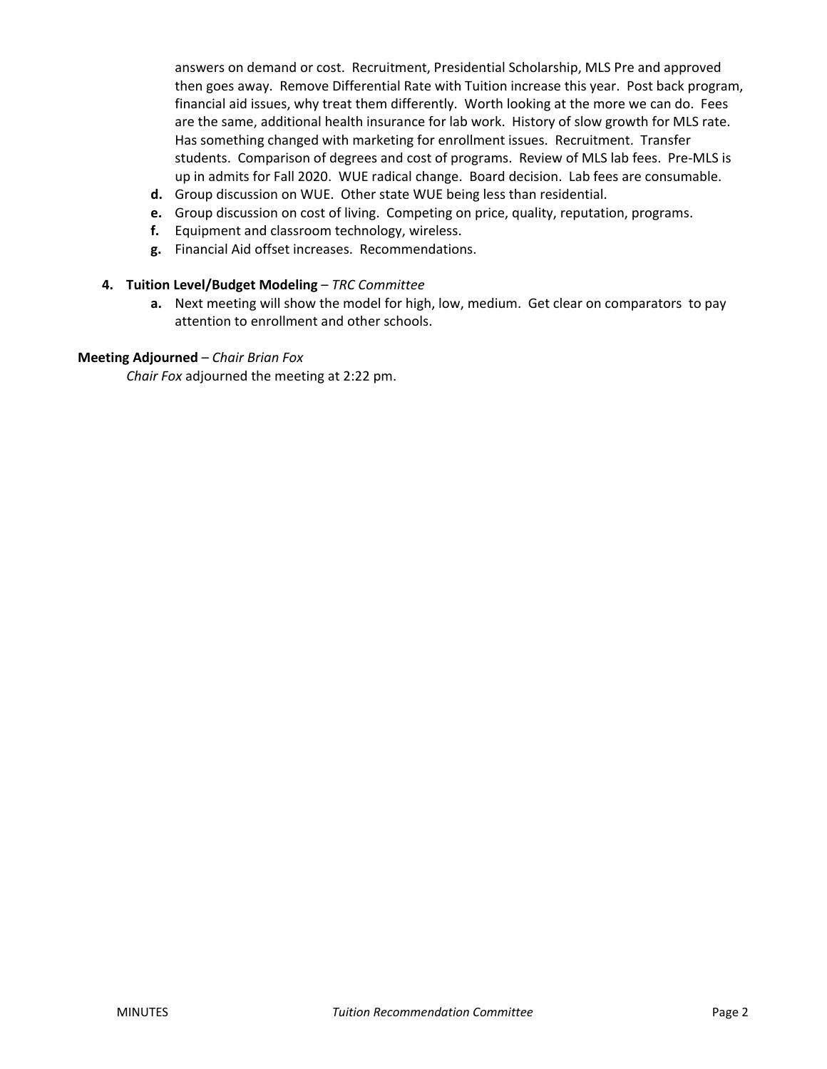answers on demand or cost. Recruitment, Presidential Scholarship, MLS Pre and approved then goes away. Remove Differential Rate with Tuition increase this year. Post back program, financial aid issues, why treat them differently. Worth looking at the more we can do. Fees are the same, additional health insurance for lab work. History of slow growth for MLS rate. Has something changed with marketing for enrollment issues. Recruitment. Transfer students. Comparison of degrees and cost of programs. Review of MLS lab fees. Pre-MLS is up in admits for Fall 2020. WUE radical change. Board decision. Lab fees are consumable.

- **d.** Group discussion on WUE. Other state WUE being less than residential.
- **e.** Group discussion on cost of living. Competing on price, quality, reputation, programs.
- **f.** Equipment and classroom technology, wireless.
- **g.** Financial Aid offset increases. Recommendations.

**4. Tuition Level/Budget Modeling** – *TRC Committee*

- **a.** Next meeting will show the model for high, low, medium. Get clear on comparators to pay attention to enrollment and other schools.

**Meeting Adjourned** – *Chair Brian Fox*

*Chair Fox* adjourned the meeting at 2:22 pm.